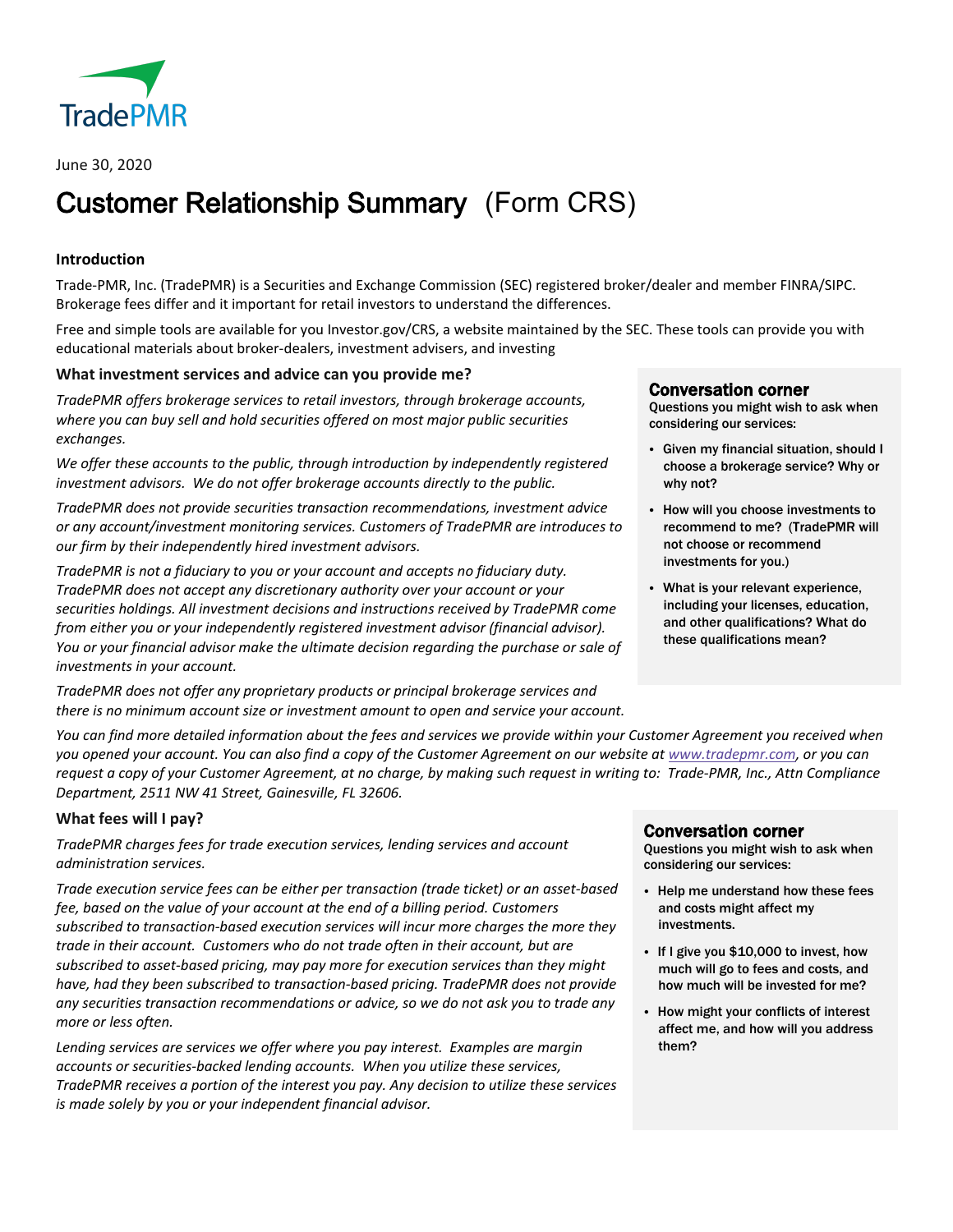TradePMR

June 30, 2020

# Customer Relationship Summary (Form CRS)

### Introduction

Trade-PMR, Inc. (TradePMR) is a Securities and Exchange Commission (SEC) registered broker/dealer and member FINRA/SIPC. Brokerage fees differ and it important for retail investors to understand the differences.

Free and simple tools are available for you Investor.gov/CRS, a website maintained by the SEC. These tools can provide you with educational materials about broker-dealers, investment advisers, and investing

### What investment services and advice can you provide me?

*TradePMR offers brokerage services to retail investors, through brokerage accounts, where you can buy sell and hold securities offered on most major public securities exchanges.*

*We offer these accounts to the public, through introduction by independently registered investment advisors. We do not offer brokerage accounts directly to the public.*

*TradePMR does not provide securities transaction recommendations, investment advice or any account/investment monitoring services. Customers of TradePMR are introduces to our firm by their independently hired investment advisors.*

*TradePMR is not a fiduciary to you or your account and accepts no fiduciary duty. TradePMR does not accept any discretionary authority over your account or your securities holdings. All investment decisions and instructions received by TradePMR come from either you or your independently registered investment advisor (financial advisor). You or your financial advisor make the ultimate decision regarding the purchase or sale of investments in your account.*

*TradePMR does not offer any proprietary products or principal brokerage services and there is no minimum account size or investment amount to open and service your account.*

**Conversation corner**

**Questions you might wish to ask when considering our services:**

- **Given my financial situation, should I choose a brokerage service? Why or why not?**
- **How will you choose investments to recommend to me? (TradePMR will not choose or recommend investments for you.)**
- **What is your relevant experience, including your licenses, education, and other qualifications? What do these qualifications mean?**

*You can find more detailed information about the fees and services we provide within your Customer Agreement you received when you opened your account. You can also find a copy of the Customer Agreement on our website at [www.tradepmr.com](http://www.tradepmr.com), or you can request a copy of your Customer Agreement, at no charge, by making such request in writing to: Trade-PMR, Inc., Attn Compliance Department, 2511 NW 41 Street, Gainesville, FL 32606.*

### What fees will I pay?

*TradePMR charges fees for trade execution services, lending services and account administration services.*

*Trade execution service fees can be either per transaction (trade ticket) or an asset-based fee, based on the value of your account at the end of a billing period. Customers subscribed to transaction-based execution services will incur more charges the more they trade in their account. Customers who do not trade often in their account, but are subscribed to asset-based pricing, may pay more for execution services than they might have, had they been subscribed to transaction-based pricing. TradePMR does not provide any securities transaction recommendations or advice, so we do not ask you to trade any more or less often.*

*Lending services are services we offer where you pay interest. Examples are margin accounts or securities-backed lending accounts. When you utilize these services, TradePMR receives a portion of the interest you pay. Any decision to utilize these services is made solely by you or your independent financial advisor.*

**Conversation corner**

**Questions you might wish to ask when considering our services:**

- **Help me understand how these fees and costs might affect my investments.**
- **If I give you $10,000 to invest, how much will go to fees and costs, and how much will be invested for me?**
- **How might your conflicts of interest affect me, and how will you address them?**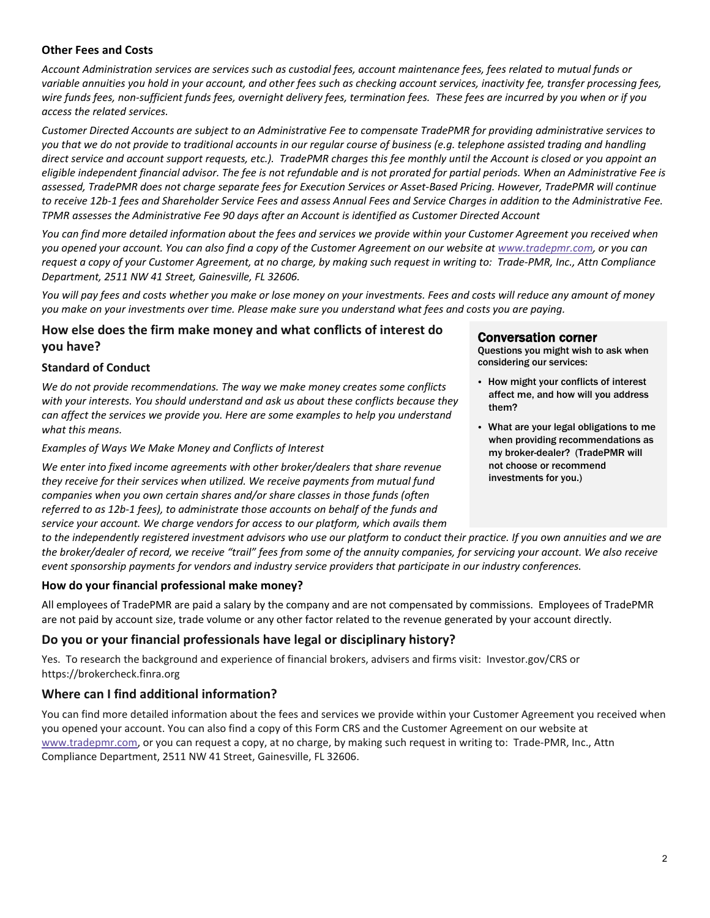### Other Fees and Costs

*Account Administration services are services such as custodial fees, account maintenance fees, fees related to mutual funds or variable annuities you hold in your account, and other fees such as checking account services, inactivity fee, transfer processing fees, wire funds fees, non-sufficient funds fees, overnight delivery fees, termination fees. These fees are incurred by you when or if you access the related services.*

*Customer Directed Accounts are subject to an Administrative Fee to compensate TradePMR for providing administrative services to you that we do not provide to traditional accounts in our regular course of business (e.g. telephone assisted trading and handling direct service and account support requests, etc.). TradePMR charges this fee monthly until the Account is closed or you appoint an eligible independent financial advisor. The fee is not refundable and is not prorated for partial periods. When an Administrative Fee is assessed, TradePMR does not charge separate fees for Execution Services or Asset-Based Pricing. However, TradePMR will continue to receive 12b-1 fees and Shareholder Service Fees and assess Annual Fees and Service Charges in addition to the Administrative Fee. TPMR assesses the Administrative Fee 90 days after an Account is identified as Customer Directed Account*

*You can find more detailed information about the fees and services we provide within your Customer Agreement you received when you opened your account. You can also find a copy of the Customer Agreement on our website at [www.tradepmr.com](http://www.tradepmr.com), or you can request a copy of your Customer Agreement, at no charge, by making such request in writing to: Trade-PMR, Inc., Attn Compliance Department, 2511 NW 41 Street, Gainesville, FL 32606.*

*You will pay fees and costs whether you make or lose money on your investments. Fees and costs will reduce any amount of money you make on your investments over time. Please make sure you understand what fees and costs you are paying.*

## How else does the firm make money and what conflicts of interest do you have?

### Standard of Conduct

*We do not provide recommendations. The way we make money creates some conflicts with your interests. You should understand and ask us about these conflicts because they can affect the services we provide you. Here are some examples to help you understand what this means.*

*Examples of Ways We Make Money and Conflicts of Interest*

*We enter into fixed income agreements with other broker/dealers that share revenue they receive for their services when utilized. We receive payments from mutual fund companies when you own certain shares and/or share classes in those funds (often referred to as 12b-1 fees), to administrate those accounts on behalf of the funds and service your account. We charge vendors for access to our platform, which avails them to the independently registered investment advisors who use our platform to conduct their practice. If you own annuities and we are the broker/dealer of record, we receive "trail" fees from some of the annuity companies, for servicing your account. We also receive event sponsorship payments for vendors and industry service providers that participate in our industry conferences.*

> **Conversation corner**
>
> Questions you might wish to ask when considering our services:
>
> - How might your conflicts of interest affect me, and how will you address them?
> - What are your legal obligations to me when providing recommendations as my broker-dealer? (TradePMR will not choose or recommend investments for you.)

## How do your financial professional make money?

All employees of TradePMR are paid a salary by the company and are not compensated by commissions. Employees of TradePMR are not paid by account size, trade volume or any other factor related to the revenue generated by your account directly.

## Do you or your financial professionals have legal or disciplinary history?

Yes. To research the background and experience of financial brokers, advisers and firms visit: Investor.gov/CRS or https://brokercheck.finra.org

## Where can I find additional information?

You can find more detailed information about the fees and services we provide within your Customer Agreement you received when you opened your account. You can also find a copy of this Form CRS and the Customer Agreement on our website at [www.tradepmr.com](http://www.tradepmr.com), or you can request a copy, at no charge, by making such request in writing to: Trade-PMR, Inc., Attn Compliance Department, 2511 NW 41 Street, Gainesville, FL 32606.